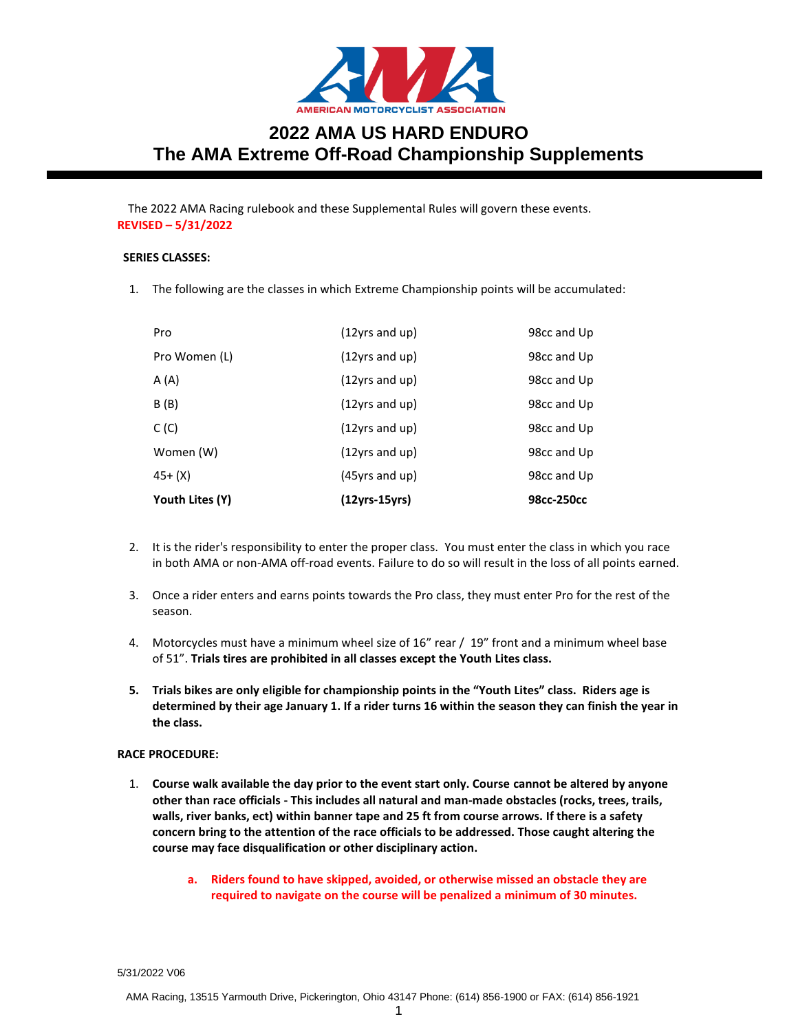# 2022 AMA US HARD ENDURO
# The AMA Extreme Off-Road Championship Supplements

The 2022 AMA Racing rulebook and these Supplemental Rules will govern these events.

**REVISED – 5/31/2022**

**SERIES CLASSES:**

1. The following are the classes in which Extreme Championship points will be accumulated:

| | | |
|---|---|---|
| Pro | (12yrs and up) | 98cc and Up |
| Pro Women (L) | (12yrs and up) | 98cc and Up |
| A (A) | (12yrs and up) | 98cc and Up |
| B (B) | (12yrs and up) | 98cc and Up |
| C (C) | (12yrs and up) | 98cc and Up |
| Women (W) | (12yrs and up) | 98cc and Up |
| 45+ (X) | (45yrs and up) | 98cc and Up |
| **Youth Lites (Y)** | **(12yrs-15yrs)** | **98cc-250cc** |

2. It is the rider's responsibility to enter the proper class. You must enter the class in which you race in both AMA or non-AMA off-road events. Failure to do so will result in the loss of all points earned.

3. Once a rider enters and earns points towards the Pro class, they must enter Pro for the rest of the season.

4. Motorcycles must have a minimum wheel size of 16" rear / 19" front and a minimum wheel base of 51". **Trials tires are prohibited in all classes except the Youth Lites class.**

5. **Trials bikes are only eligible for championship points in the "Youth Lites" class. Riders age is determined by their age January 1. If a rider turns 16 within the season they can finish the year in the class.**

**RACE PROCEDURE:**

1. **Course walk available the day prior to the event start only. Course cannot be altered by anyone other than race officials - This includes all natural and man-made obstacles (rocks, trees, trails, walls, river banks, ect) within banner tape and 25 ft from course arrows. If there is a safety concern bring to the attention of the race officials to be addressed. Those caught altering the course may face disqualification or other disciplinary action.**

   a. **Riders found to have skipped, avoided, or otherwise missed an obstacle they are required to navigate on the course will be penalized a minimum of 30 minutes.**

5/31/2022 V06

AMA Racing, 13515 Yarmouth Drive, Pickerington, Ohio 43147 Phone: (614) 856-1900 or FAX: (614) 856-1921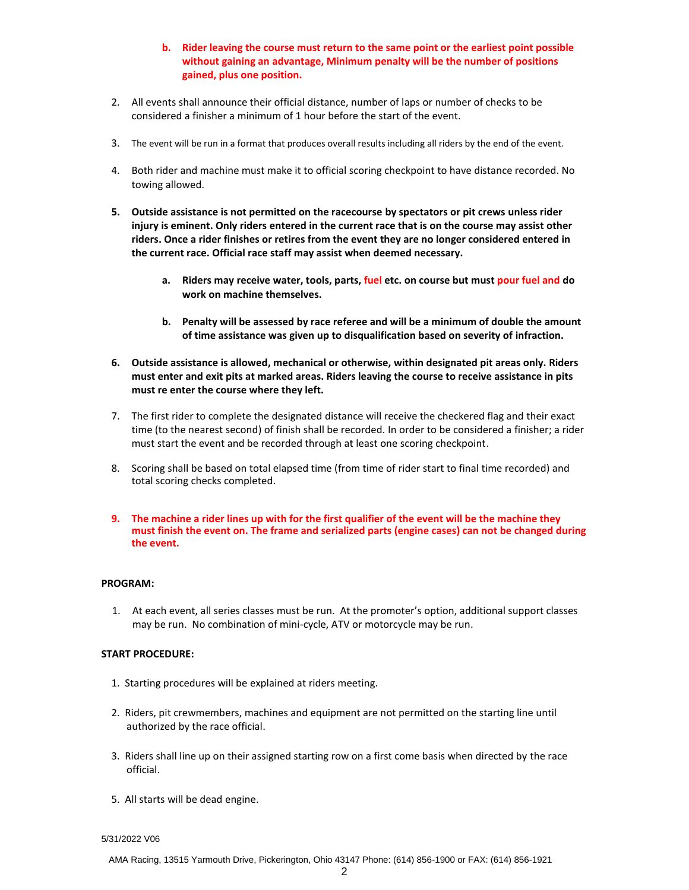b. **Rider leaving the course must return to the same point or the earliest point possible without gaining an advantage, Minimum penalty will be the number of positions gained, plus one position.**

2. All events shall announce their official distance, number of laps or number of checks to be considered a finisher a minimum of 1 hour before the start of the event.

3. The event will be run in a format that produces overall results including all riders by the end of the event.

4. Both rider and machine must make it to official scoring checkpoint to have distance recorded. No towing allowed.

5. **Outside assistance is not permitted on the racecourse by spectators or pit crews unless rider injury is eminent. Only riders entered in the current race that is on the course may assist other riders. Once a rider finishes or retires from the event they are no longer considered entered in the current race. Official race staff may assist when deemed necessary.**

   a. **Riders may receive water, tools, parts, fuel etc. on course but must pour fuel and do work on machine themselves.**

   b. **Penalty will be assessed by race referee and will be a minimum of double the amount of time assistance was given up to disqualification based on severity of infraction.**

6. **Outside assistance is allowed, mechanical or otherwise, within designated pit areas only. Riders must enter and exit pits at marked areas. Riders leaving the course to receive assistance in pits must re enter the course where they left.**

7. The first rider to complete the designated distance will receive the checkered flag and their exact time (to the nearest second) of finish shall be recorded. In order to be considered a finisher; a rider must start the event and be recorded through at least one scoring checkpoint.

8. Scoring shall be based on total elapsed time (from time of rider start to final time recorded) and total scoring checks completed.

9. **The machine a rider lines up with for the first qualifier of the event will be the machine they must finish the event on. The frame and serialized parts (engine cases) can not be changed during the event.**

**PROGRAM:**

1. At each event, all series classes must be run. At the promoter's option, additional support classes may be run. No combination of mini-cycle, ATV or motorcycle may be run.

**START PROCEDURE:**

1. Starting procedures will be explained at riders meeting.
2. Riders, pit crewmembers, machines and equipment are not permitted on the starting line until authorized by the race official.
3. Riders shall line up on their assigned starting row on a first come basis when directed by the race official.

5. All starts will be dead engine.

5/31/2022 V06

AMA Racing, 13515 Yarmouth Drive, Pickerington, Ohio 43147 Phone: (614) 856-1900 or FAX: (614) 856-1921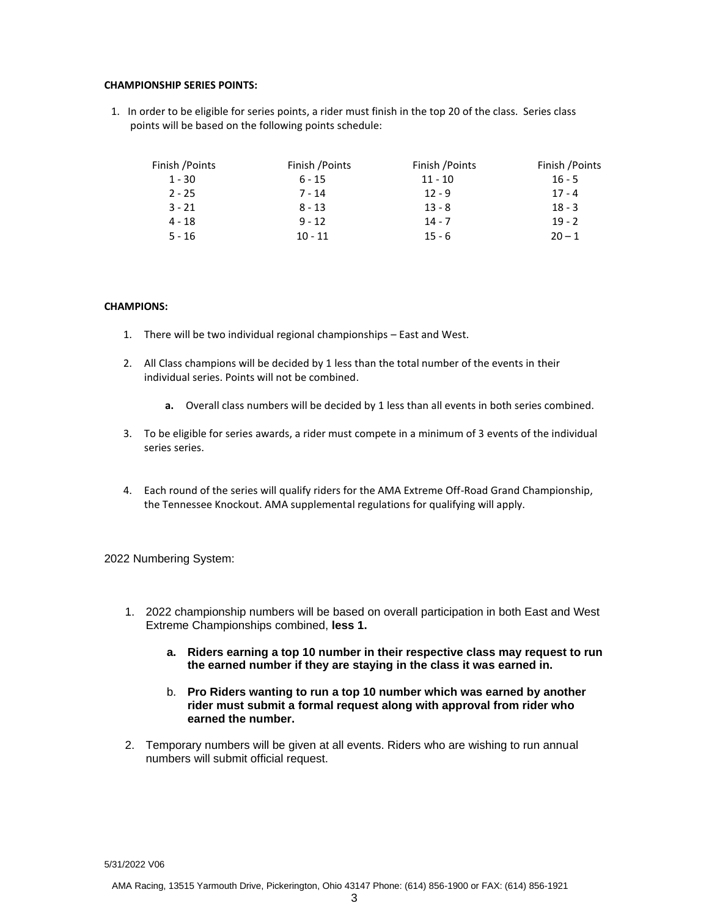**CHAMPIONSHIP SERIES POINTS:**

1. In order to be eligible for series points, a rider must finish in the top 20 of the class. Series class points will be based on the following points schedule:

| Finish /Points | Finish /Points | Finish /Points | Finish /Points |
|---|---|---|---|
| 1 - 30 | 6 - 15 | 11 - 10 | 16 - 5 |
| 2 - 25 | 7 - 14 | 12 - 9 | 17 - 4 |
| 3 - 21 | 8 - 13 | 13 - 8 | 18 - 3 |
| 4 - 18 | 9 - 12 | 14 - 7 | 19 - 2 |
| 5 - 16 | 10 - 11 | 15 - 6 | 20 – 1 |

**CHAMPIONS:**

1. There will be two individual regional championships – East and West.
2. All Class champions will be decided by 1 less than the total number of the events in their individual series. Points will not be combined.
   - **a.** Overall class numbers will be decided by 1 less than all events in both series combined.
3. To be eligible for series awards, a rider must compete in a minimum of 3 events of the individual series series.
4. Each round of the series will qualify riders for the AMA Extreme Off-Road Grand Championship, the Tennessee Knockout. AMA supplemental regulations for qualifying will apply.

2022 Numbering System:

1. 2022 championship numbers will be based on overall participation in both East and West Extreme Championships combined, **less 1.**
   - **a. Riders earning a top 10 number in their respective class may request to run the earned number if they are staying in the class it was earned in.**
   - b. **Pro Riders wanting to run a top 10 number which was earned by another rider must submit a formal request along with approval from rider who earned the number.**
2. Temporary numbers will be given at all events. Riders who are wishing to run annual numbers will submit official request.

5/31/2022 V06

AMA Racing, 13515 Yarmouth Drive, Pickerington, Ohio 43147 Phone: (614) 856-1900 or FAX: (614) 856-1921